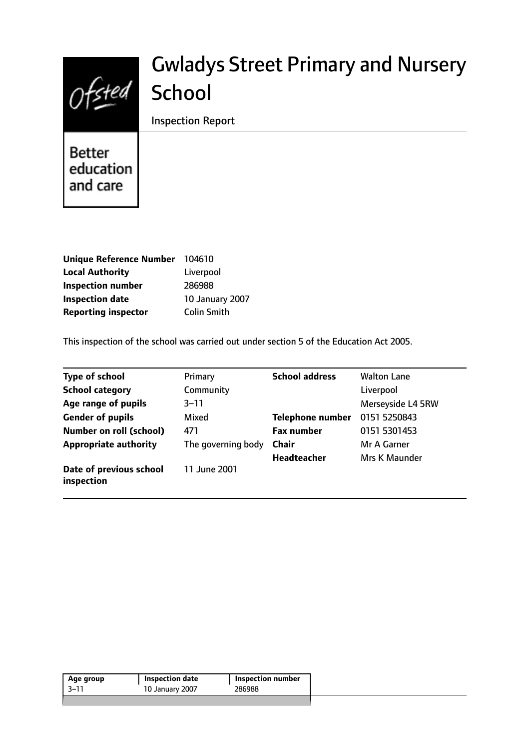# Gwladys Street Primary and Nursery School

Inspection Report

Better education and care

| | |
|---|---|
| **Unique Reference Number** | 104610 |
| **Local Authority** | Liverpool |
| **Inspection number** | 286988 |
| **Inspection date** | 10 January 2007 |
| **Reporting inspector** | Colin Smith |

This inspection of the school was carried out under section 5 of the Education Act 2005.

| | | | |
|---|---|---|---|
| **Type of school** | Primary | **School address** | Walton Lane |
| **School category** | Community | | Liverpool |
| **Age range of pupils** | 3–11 | | Merseyside L4 5RW |
| **Gender of pupils** | Mixed | **Telephone number** | 0151 5250843 |
| **Number on roll (school)** | 471 | **Fax number** | 0151 5301453 |
| **Appropriate authority** | The governing body | **Chair** | Mr A Garner |
| | | **Headteacher** | Mrs K Maunder |
| **Date of previous school inspection** | 11 June 2001 | | |

| Age group | Inspection date | Inspection number |
|---|---|---|
| 3–11 | 10 January 2007 | 286988 |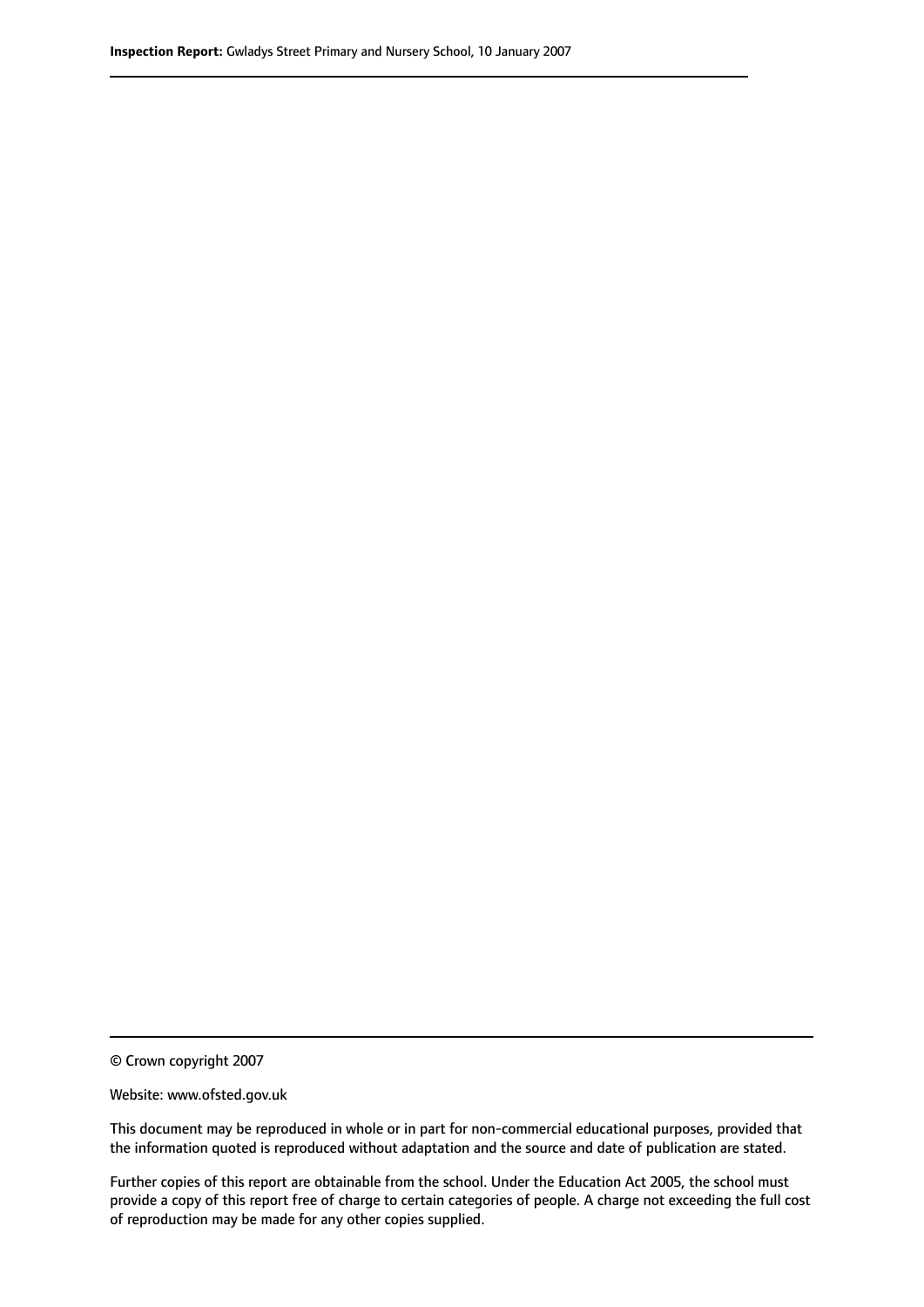© Crown copyright 2007

Website: www.ofsted.gov.uk

This document may be reproduced in whole or in part for non-commercial educational purposes, provided that the information quoted is reproduced without adaptation and the source and date of publication are stated.

Further copies of this report are obtainable from the school. Under the Education Act 2005, the school must provide a copy of this report free of charge to certain categories of people. A charge not exceeding the full cost of reproduction may be made for any other copies supplied.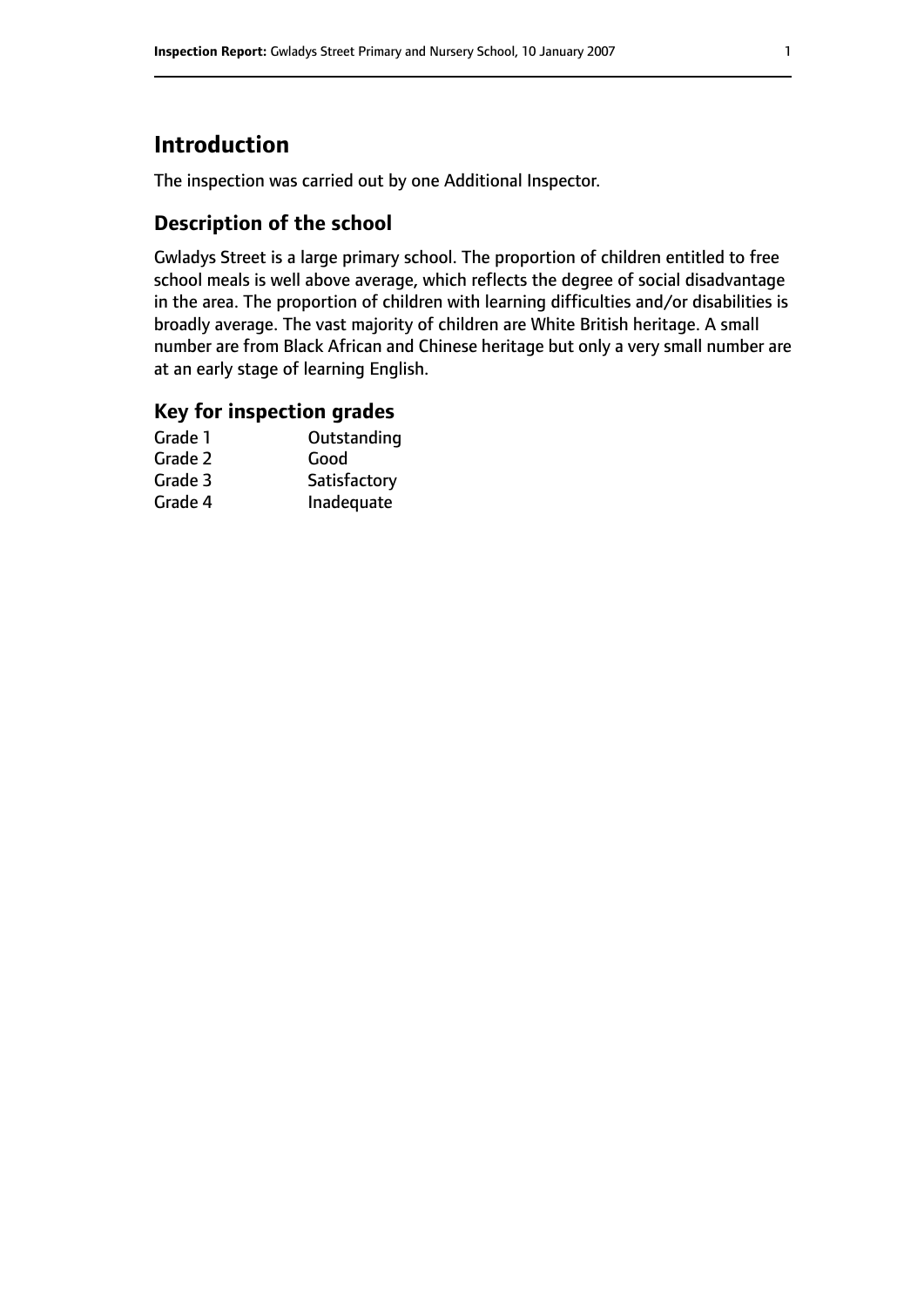# Introduction

The inspection was carried out by one Additional Inspector.

## Description of the school

Gwladys Street is a large primary school. The proportion of children entitled to free school meals is well above average, which reflects the degree of social disadvantage in the area. The proportion of children with learning difficulties and/or disabilities is broadly average. The vast majority of children are White British heritage. A small number are from Black African and Chinese heritage but only a very small number are at an early stage of learning English.

## Key for inspection grades

| | |
|---|---|
| Grade 1 | Outstanding |
| Grade 2 | Good |
| Grade 3 | Satisfactory |
| Grade 4 | Inadequate |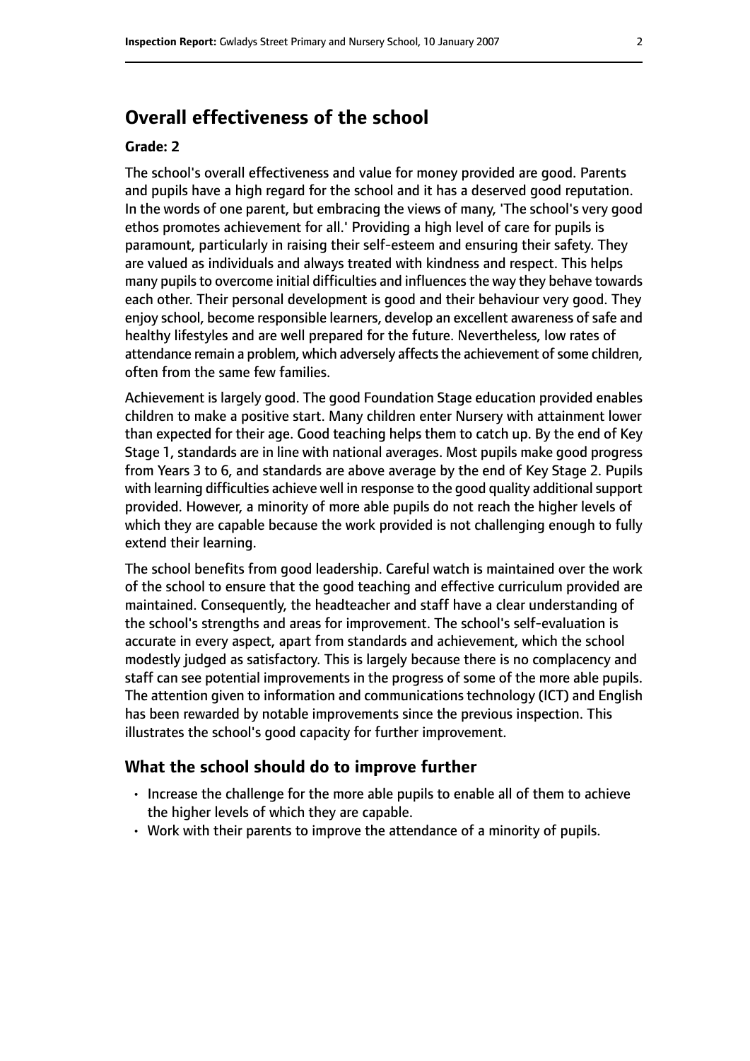## Overall effectiveness of the school

**Grade: 2**

The school's overall effectiveness and value for money provided are good. Parents and pupils have a high regard for the school and it has a deserved good reputation. In the words of one parent, but embracing the views of many, 'The school's very good ethos promotes achievement for all.' Providing a high level of care for pupils is paramount, particularly in raising their self-esteem and ensuring their safety. They are valued as individuals and always treated with kindness and respect. This helps many pupils to overcome initial difficulties and influences the way they behave towards each other. Their personal development is good and their behaviour very good. They enjoy school, become responsible learners, develop an excellent awareness of safe and healthy lifestyles and are well prepared for the future. Nevertheless, low rates of attendance remain a problem, which adversely affects the achievement of some children, often from the same few families.

Achievement is largely good. The good Foundation Stage education provided enables children to make a positive start. Many children enter Nursery with attainment lower than expected for their age. Good teaching helps them to catch up. By the end of Key Stage 1, standards are in line with national averages. Most pupils make good progress from Years 3 to 6, and standards are above average by the end of Key Stage 2. Pupils with learning difficulties achieve well in response to the good quality additional support provided. However, a minority of more able pupils do not reach the higher levels of which they are capable because the work provided is not challenging enough to fully extend their learning.

The school benefits from good leadership. Careful watch is maintained over the work of the school to ensure that the good teaching and effective curriculum provided are maintained. Consequently, the headteacher and staff have a clear understanding of the school's strengths and areas for improvement. The school's self-evaluation is accurate in every aspect, apart from standards and achievement, which the school modestly judged as satisfactory. This is largely because there is no complacency and staff can see potential improvements in the progress of some of the more able pupils. The attention given to information and communications technology (ICT) and English has been rewarded by notable improvements since the previous inspection. This illustrates the school's good capacity for further improvement.

### What the school should do to improve further

- Increase the challenge for the more able pupils to enable all of them to achieve the higher levels of which they are capable.
- Work with their parents to improve the attendance of a minority of pupils.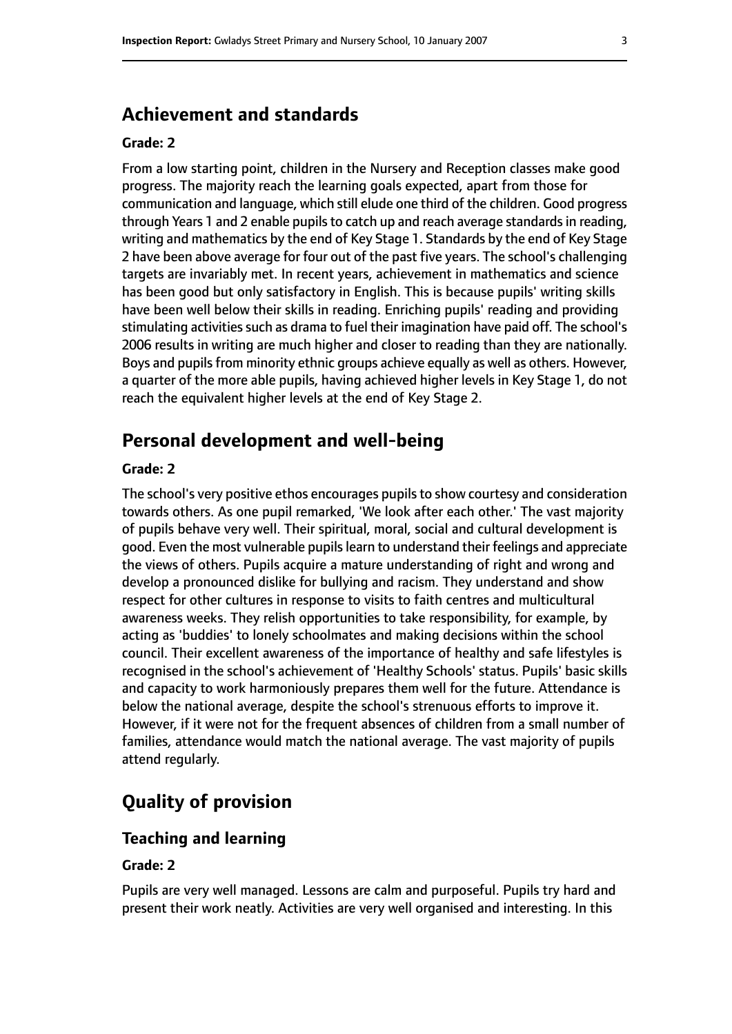## Achievement and standards

**Grade: 2**

From a low starting point, children in the Nursery and Reception classes make good progress. The majority reach the learning goals expected, apart from those for communication and language, which still elude one third of the children. Good progress through Years 1 and 2 enable pupils to catch up and reach average standards in reading, writing and mathematics by the end of Key Stage 1. Standards by the end of Key Stage 2 have been above average for four out of the past five years. The school's challenging targets are invariably met. In recent years, achievement in mathematics and science has been good but only satisfactory in English. This is because pupils' writing skills have been well below their skills in reading. Enriching pupils' reading and providing stimulating activities such as drama to fuel their imagination have paid off. The school's 2006 results in writing are much higher and closer to reading than they are nationally. Boys and pupils from minority ethnic groups achieve equally as well as others. However, a quarter of the more able pupils, having achieved higher levels in Key Stage 1, do not reach the equivalent higher levels at the end of Key Stage 2.

## Personal development and well-being

**Grade: 2**

The school's very positive ethos encourages pupils to show courtesy and consideration towards others. As one pupil remarked, 'We look after each other.' The vast majority of pupils behave very well. Their spiritual, moral, social and cultural development is good. Even the most vulnerable pupils learn to understand their feelings and appreciate the views of others. Pupils acquire a mature understanding of right and wrong and develop a pronounced dislike for bullying and racism. They understand and show respect for other cultures in response to visits to faith centres and multicultural awareness weeks. They relish opportunities to take responsibility, for example, by acting as 'buddies' to lonely schoolmates and making decisions within the school council. Their excellent awareness of the importance of healthy and safe lifestyles is recognised in the school's achievement of 'Healthy Schools' status. Pupils' basic skills and capacity to work harmoniously prepares them well for the future. Attendance is below the national average, despite the school's strenuous efforts to improve it. However, if it were not for the frequent absences of children from a small number of families, attendance would match the national average. The vast majority of pupils attend regularly.

# Quality of provision

## Teaching and learning

**Grade: 2**

Pupils are very well managed. Lessons are calm and purposeful. Pupils try hard and present their work neatly. Activities are very well organised and interesting. In this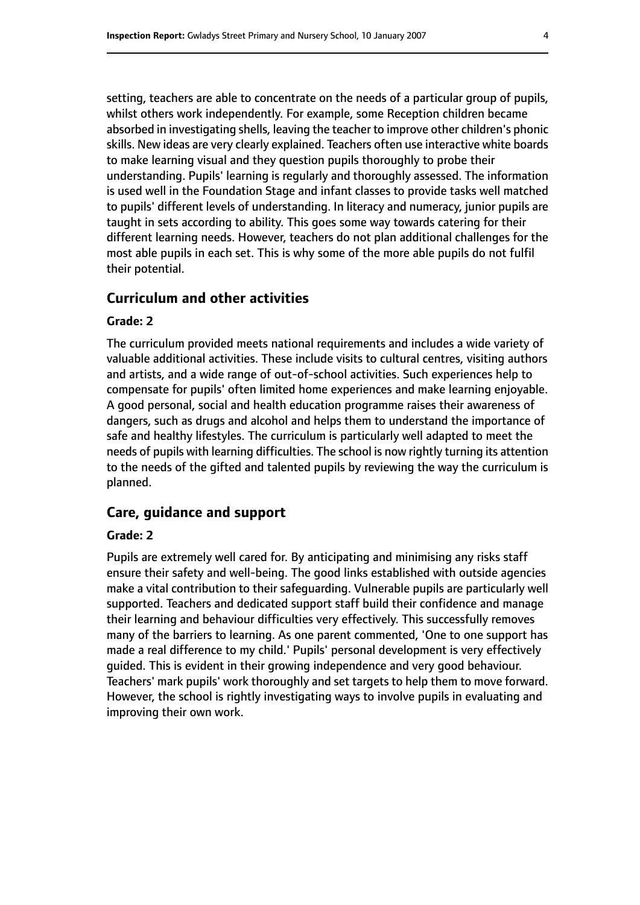setting, teachers are able to concentrate on the needs of a particular group of pupils, whilst others work independently. For example, some Reception children became absorbed in investigating shells, leaving the teacher to improve other children's phonic skills. New ideas are very clearly explained. Teachers often use interactive white boards to make learning visual and they question pupils thoroughly to probe their understanding. Pupils' learning is regularly and thoroughly assessed. The information is used well in the Foundation Stage and infant classes to provide tasks well matched to pupils' different levels of understanding. In literacy and numeracy, junior pupils are taught in sets according to ability. This goes some way towards catering for their different learning needs. However, teachers do not plan additional challenges for the most able pupils in each set. This is why some of the more able pupils do not fulfil their potential.

## Curriculum and other activities

### Grade: 2

The curriculum provided meets national requirements and includes a wide variety of valuable additional activities. These include visits to cultural centres, visiting authors and artists, and a wide range of out-of-school activities. Such experiences help to compensate for pupils' often limited home experiences and make learning enjoyable. A good personal, social and health education programme raises their awareness of dangers, such as drugs and alcohol and helps them to understand the importance of safe and healthy lifestyles. The curriculum is particularly well adapted to meet the needs of pupils with learning difficulties. The school is now rightly turning its attention to the needs of the gifted and talented pupils by reviewing the way the curriculum is planned.

## Care, guidance and support

### Grade: 2

Pupils are extremely well cared for. By anticipating and minimising any risks staff ensure their safety and well-being. The good links established with outside agencies make a vital contribution to their safeguarding. Vulnerable pupils are particularly well supported. Teachers and dedicated support staff build their confidence and manage their learning and behaviour difficulties very effectively. This successfully removes many of the barriers to learning. As one parent commented, 'One to one support has made a real difference to my child.' Pupils' personal development is very effectively guided. This is evident in their growing independence and very good behaviour. Teachers' mark pupils' work thoroughly and set targets to help them to move forward. However, the school is rightly investigating ways to involve pupils in evaluating and improving their own work.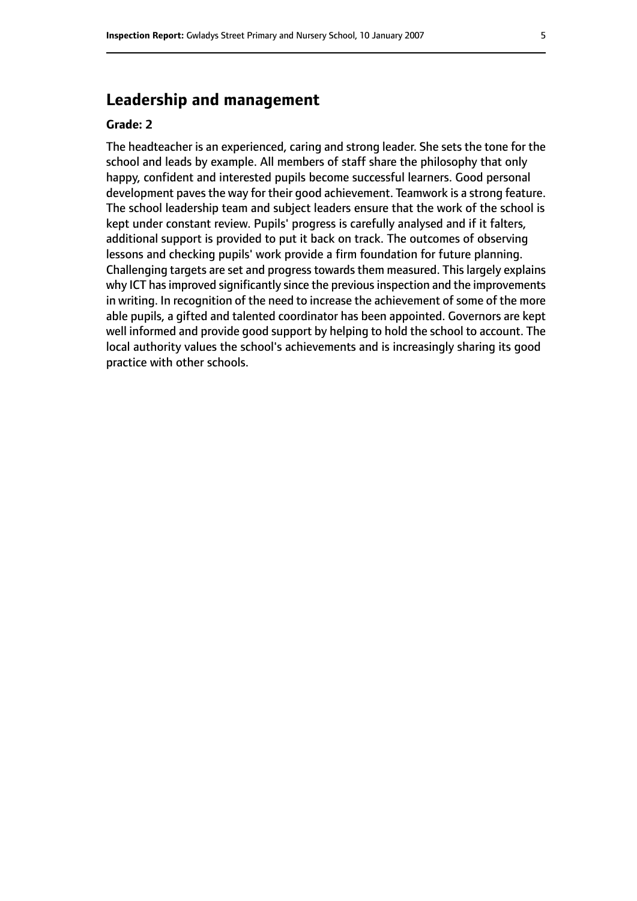## Leadership and management

**Grade: 2**

The headteacher is an experienced, caring and strong leader. She sets the tone for the school and leads by example. All members of staff share the philosophy that only happy, confident and interested pupils become successful learners. Good personal development paves the way for their good achievement. Teamwork is a strong feature. The school leadership team and subject leaders ensure that the work of the school is kept under constant review. Pupils' progress is carefully analysed and if it falters, additional support is provided to put it back on track. The outcomes of observing lessons and checking pupils' work provide a firm foundation for future planning. Challenging targets are set and progress towards them measured. This largely explains why ICT has improved significantly since the previous inspection and the improvements in writing. In recognition of the need to increase the achievement of some of the more able pupils, a gifted and talented coordinator has been appointed. Governors are kept well informed and provide good support by helping to hold the school to account. The local authority values the school's achievements and is increasingly sharing its good practice with other schools.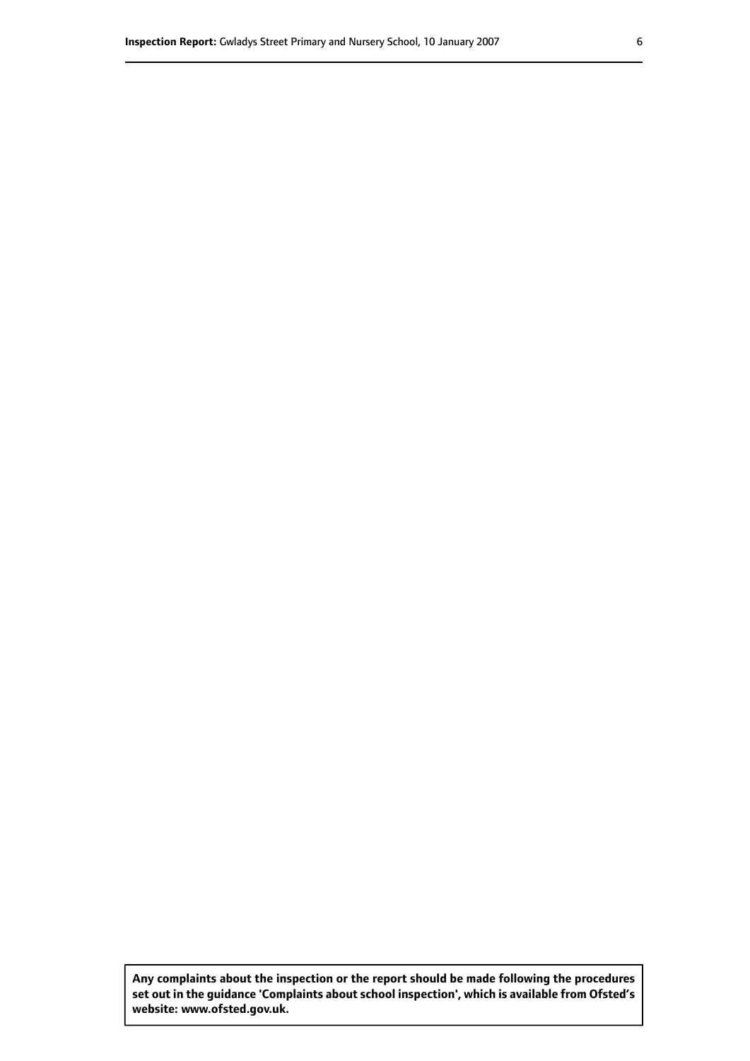**Any complaints about the inspection or the report should be made following the procedures set out in the guidance 'Complaints about school inspection', which is available from Ofsted's website: www.ofsted.gov.uk.**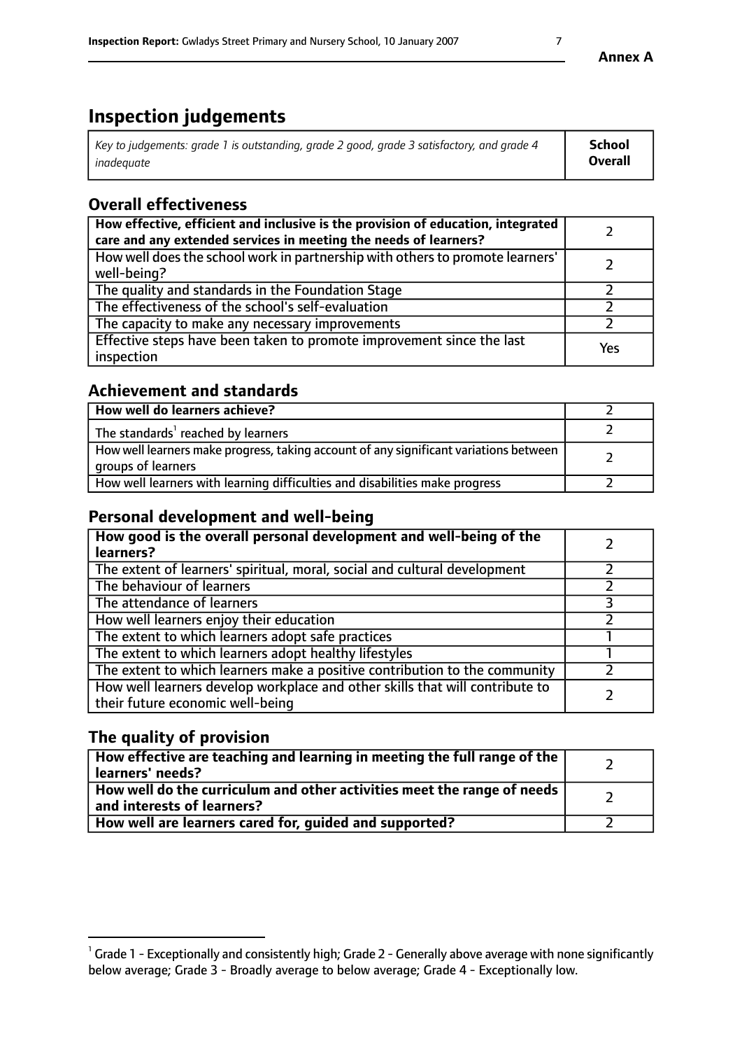# Inspection judgements

| *Key to judgements: grade 1 is outstanding, grade 2 good, grade 3 satisfactory, and grade 4 inadequate* | **School Overall** |
|---|---|

## Overall effectiveness

| | |
|---|---|
| **How effective, efficient and inclusive is the provision of education, integrated care and any extended services in meeting the needs of learners?** | 2 |
| How well does the school work in partnership with others to promote learners' well-being? | 2 |
| The quality and standards in the Foundation Stage | 2 |
| The effectiveness of the school's self-evaluation | 2 |
| The capacity to make any necessary improvements | 2 |
| Effective steps have been taken to promote improvement since the last inspection | Yes |

## Achievement and standards

| | |
|---|---|
| **How well do learners achieve?** | 2 |
| The standards[1] reached by learners | 2 |
| How well learners make progress, taking account of any significant variations between groups of learners | 2 |
| How well learners with learning difficulties and disabilities make progress | 2 |

## Personal development and well-being

| | |
|---|---|
| **How good is the overall personal development and well-being of the learners?** | 2 |
| The extent of learners' spiritual, moral, social and cultural development | 2 |
| The behaviour of learners | 2 |
| The attendance of learners | 3 |
| How well learners enjoy their education | 2 |
| The extent to which learners adopt safe practices | 1 |
| The extent to which learners adopt healthy lifestyles | 1 |
| The extent to which learners make a positive contribution to the community | 2 |
| How well learners develop workplace and other skills that will contribute to their future economic well-being | 2 |

## The quality of provision

| | |
|---|---|
| **How effective are teaching and learning in meeting the full range of the learners' needs?** | 2 |
| **How well do the curriculum and other activities meet the range of needs and interests of learners?** | 2 |
| **How well are learners cared for, guided and supported?** | 2 |

[1] Grade 1 - Exceptionally and consistently high; Grade 2 - Generally above average with none significantly below average; Grade 3 - Broadly average to below average; Grade 4 - Exceptionally low.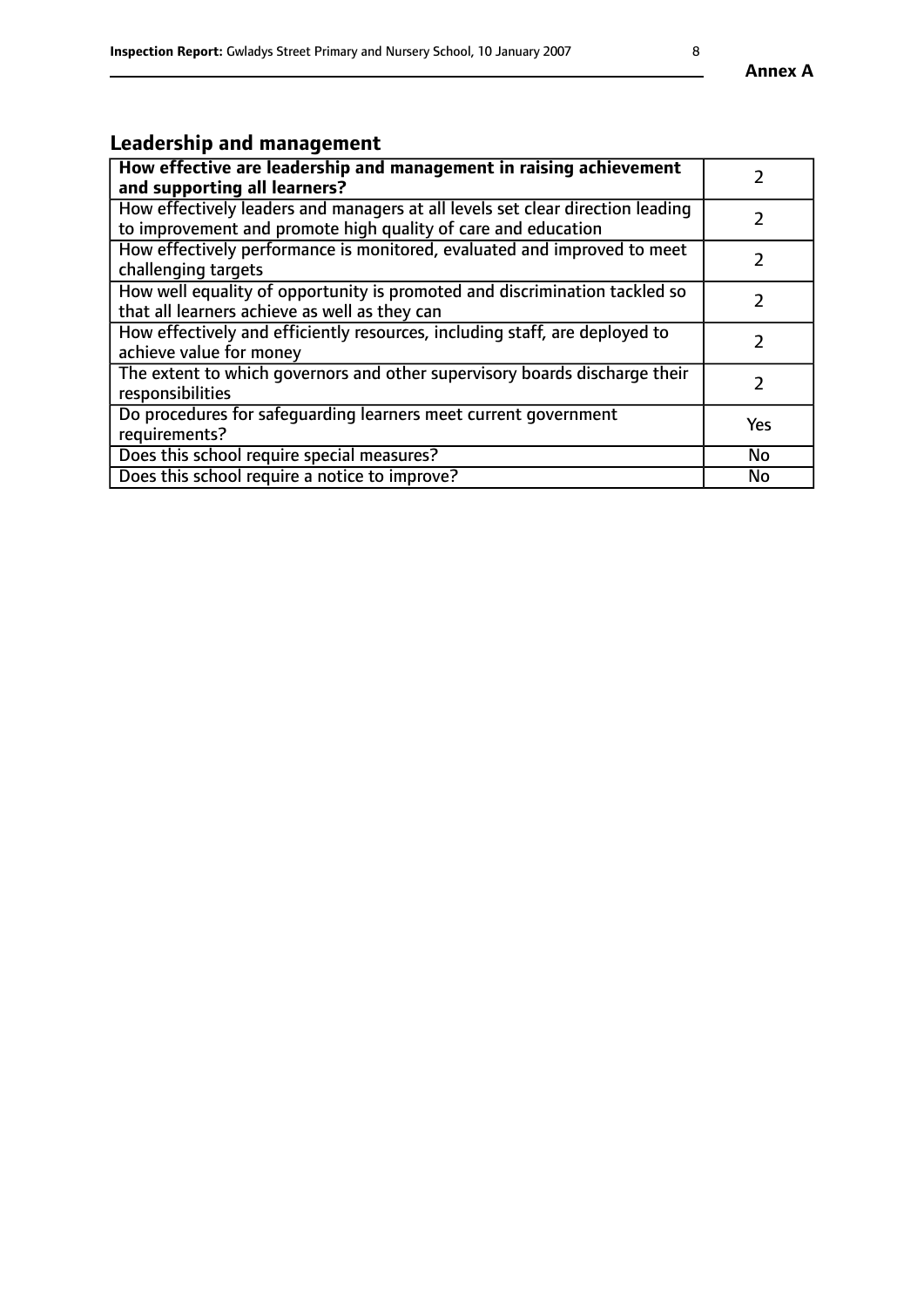## Leadership and management

| **How effective are leadership and management in raising achievement and supporting all learners?** | 2 |
|---|---|
| How effectively leaders and managers at all levels set clear direction leading to improvement and promote high quality of care and education | 2 |
| How effectively performance is monitored, evaluated and improved to meet challenging targets | 2 |
| How well equality of opportunity is promoted and discrimination tackled so that all learners achieve as well as they can | 2 |
| How effectively and efficiently resources, including staff, are deployed to achieve value for money | 2 |
| The extent to which governors and other supervisory boards discharge their responsibilities | 2 |
| Do procedures for safeguarding learners meet current government requirements? | Yes |
| Does this school require special measures? | No |
| Does this school require a notice to improve? | No |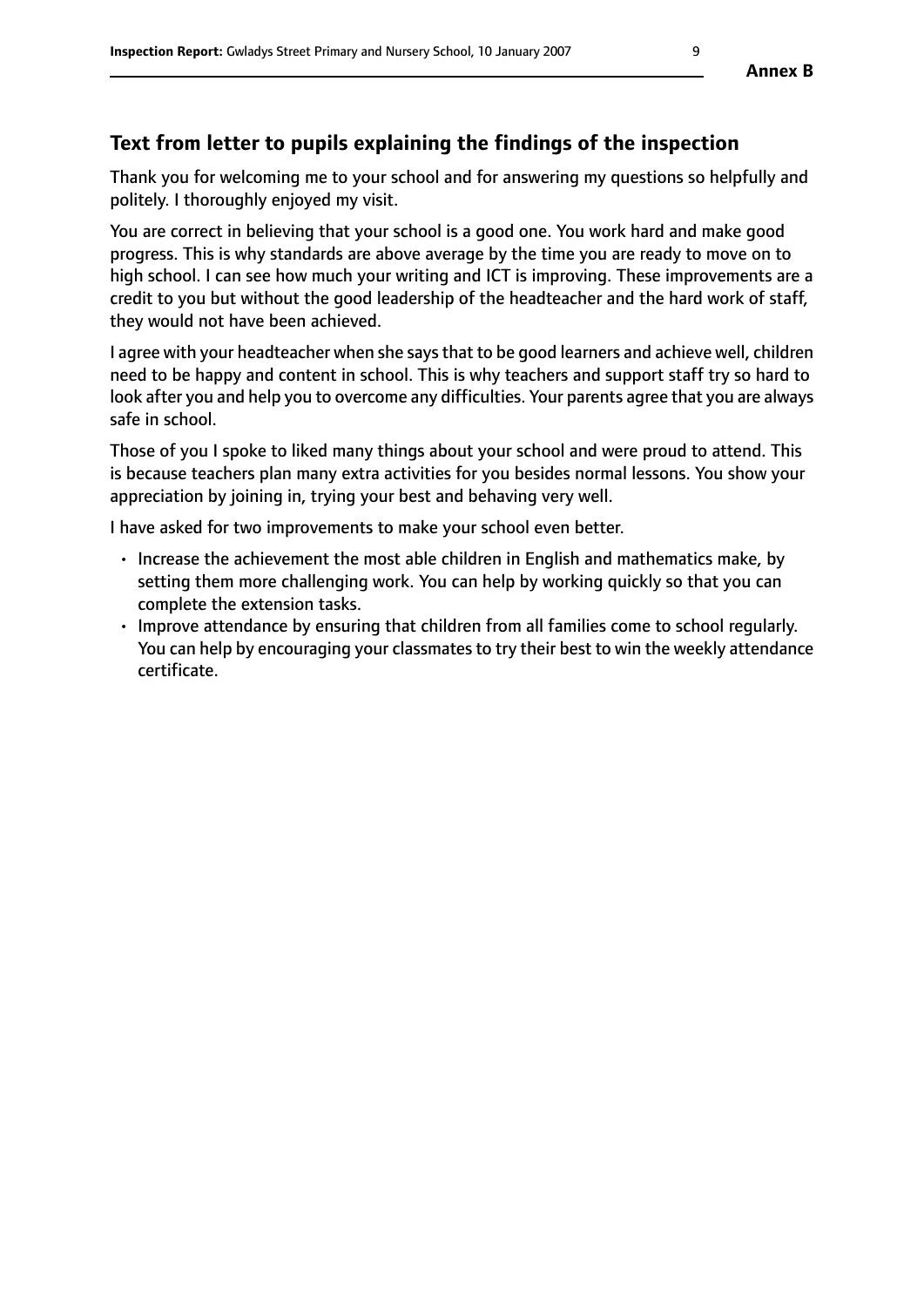## Text from letter to pupils explaining the findings of the inspection

Thank you for welcoming me to your school and for answering my questions so helpfully and politely. I thoroughly enjoyed my visit.

You are correct in believing that your school is a good one. You work hard and make good progress. This is why standards are above average by the time you are ready to move on to high school. I can see how much your writing and ICT is improving. These improvements are a credit to you but without the good leadership of the headteacher and the hard work of staff, they would not have been achieved.

I agree with your headteacher when she says that to be good learners and achieve well, children need to be happy and content in school. This is why teachers and support staff try so hard to look after you and help you to overcome any difficulties. Your parents agree that you are always safe in school.

Those of you I spoke to liked many things about your school and were proud to attend. This is because teachers plan many extra activities for you besides normal lessons. You show your appreciation by joining in, trying your best and behaving very well.

I have asked for two improvements to make your school even better.

- Increase the achievement the most able children in English and mathematics make, by setting them more challenging work. You can help by working quickly so that you can complete the extension tasks.
- Improve attendance by ensuring that children from all families come to school regularly. You can help by encouraging your classmates to try their best to win the weekly attendance certificate.